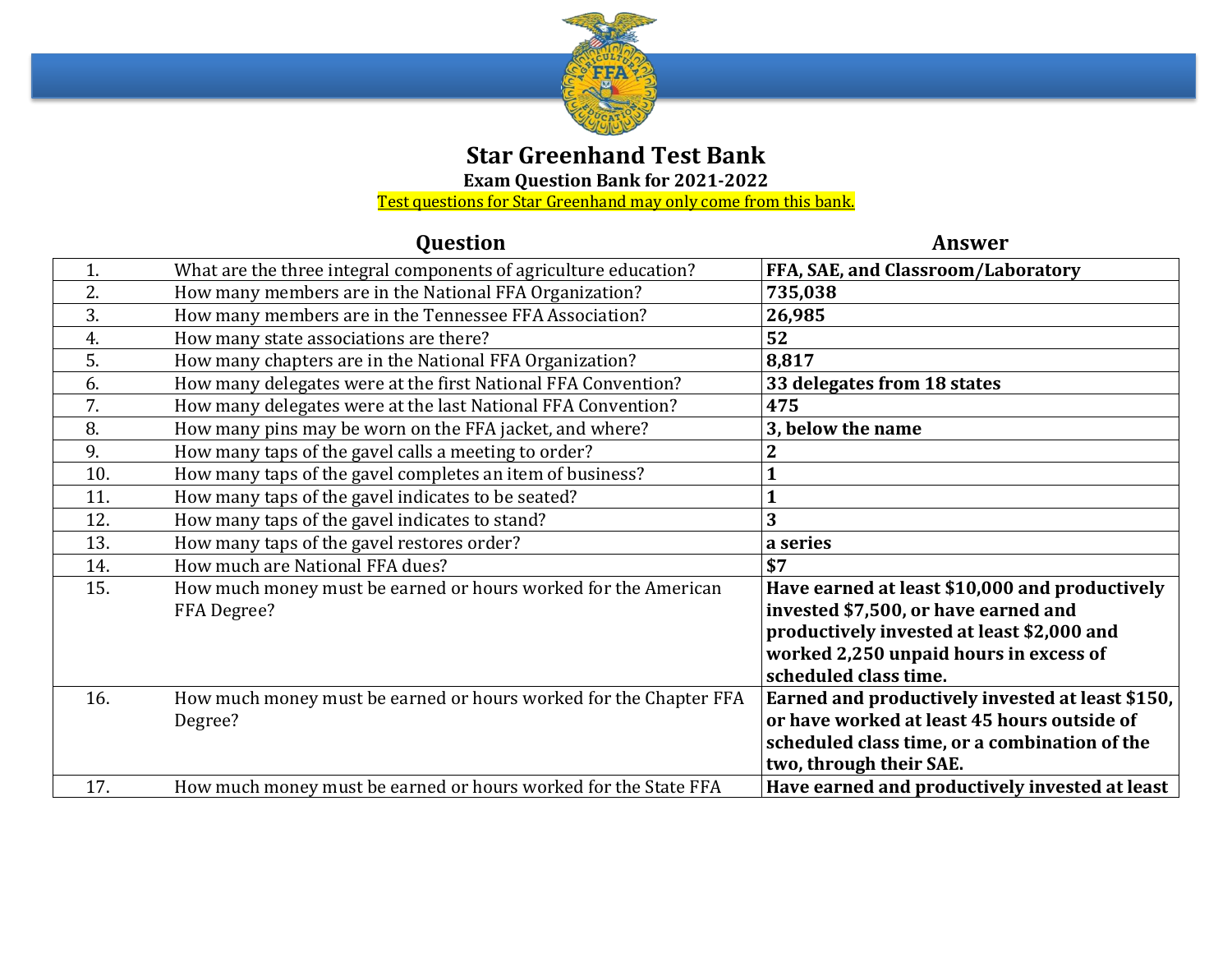# Star Greenhand Test Bank

**Exam Question Bank for 2021-2022**

Test questions for Star Greenhand may only come from this bank.

| | Question | Answer |
|---|---|---|
| 1. | What are the three integral components of agriculture education? | **FFA, SAE, and Classroom/Laboratory** |
| 2. | How many members are in the National FFA Organization? | **735,038** |
| 3. | How many members are in the Tennessee FFA Association? | **26,985** |
| 4. | How many state associations are there? | **52** |
| 5. | How many chapters are in the National FFA Organization? | **8,817** |
| 6. | How many delegates were at the first National FFA Convention? | **33 delegates from 18 states** |
| 7. | How many delegates were at the last National FFA Convention? | **475** |
| 8. | How many pins may be worn on the FFA jacket, and where? | **3, below the name** |
| 9. | How many taps of the gavel calls a meeting to order? | **2** |
| 10. | How many taps of the gavel completes an item of business? | **1** |
| 11. | How many taps of the gavel indicates to be seated? | **1** |
| 12. | How many taps of the gavel indicates to stand? | **3** |
| 13. | How many taps of the gavel restores order? | **a series** |
| 14. | How much are National FFA dues? | **$7** |
| 15. | How much money must be earned or hours worked for the American FFA Degree? | **Have earned at least $10,000 and productively invested $7,500, or have earned and productively invested at least $2,000 and worked 2,250 unpaid hours in excess of scheduled class time.** |
| 16. | How much money must be earned or hours worked for the Chapter FFA Degree? | **Earned and productively invested at least $150, or have worked at least 45 hours outside of scheduled class time, or a combination of the two, through their SAE.** |
| 17. | How much money must be earned or hours worked for the State FFA | **Have earned and productively invested at least** |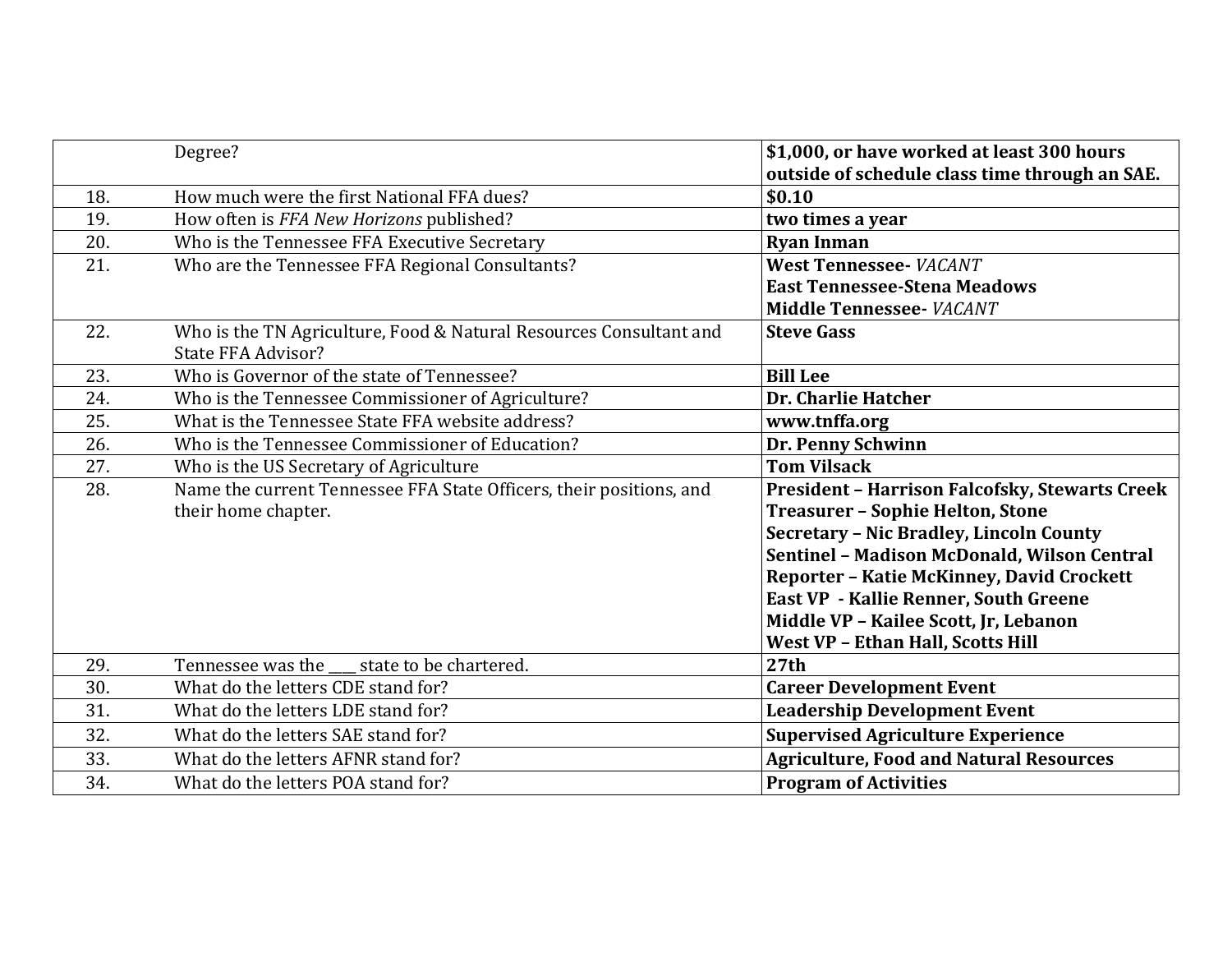| | | |
|---|---|---|
| | Degree? | **$1,000, or have worked at least 300 hours outside of schedule class time through an SAE.** |
| 18. | How much were the first National FFA dues? | **$0.10** |
| 19. | How often is *FFA New Horizons* published? | **two times a year** |
| 20. | Who is the Tennessee FFA Executive Secretary | **Ryan Inman** |
| 21. | Who are the Tennessee FFA Regional Consultants? | **West Tennessee-** *VACANT*<br>**East Tennessee-Stena Meadows**<br>**Middle Tennessee-** *VACANT* |
| 22. | Who is the TN Agriculture, Food & Natural Resources Consultant and State FFA Advisor? | **Steve Gass** |
| 23. | Who is Governor of the state of Tennessee? | **Bill Lee** |
| 24. | Who is the Tennessee Commissioner of Agriculture? | **Dr. Charlie Hatcher** |
| 25. | What is the Tennessee State FFA website address? | **www.tnffa.org** |
| 26. | Who is the Tennessee Commissioner of Education? | **Dr. Penny Schwinn** |
| 27. | Who is the US Secretary of Agriculture | **Tom Vilsack** |
| 28. | Name the current Tennessee FFA State Officers, their positions, and their home chapter. | **President – Harrison Falcofsky, Stewarts Creek**<br>**Treasurer – Sophie Helton, Stone**<br>**Secretary – Nic Bradley, Lincoln County**<br>**Sentinel – Madison McDonald, Wilson Central**<br>**Reporter – Katie McKinney, David Crockett**<br>**East VP - Kallie Renner, South Greene**<br>**Middle VP – Kailee Scott, Jr, Lebanon**<br>**West VP – Ethan Hall, Scotts Hill** |
| 29. | Tennessee was the ___ state to be chartered. | **27th** |
| 30. | What do the letters CDE stand for? | **Career Development Event** |
| 31. | What do the letters LDE stand for? | **Leadership Development Event** |
| 32. | What do the letters SAE stand for? | **Supervised Agriculture Experience** |
| 33. | What do the letters AFNR stand for? | **Agriculture, Food and Natural Resources** |
| 34. | What do the letters POA stand for? | **Program of Activities** |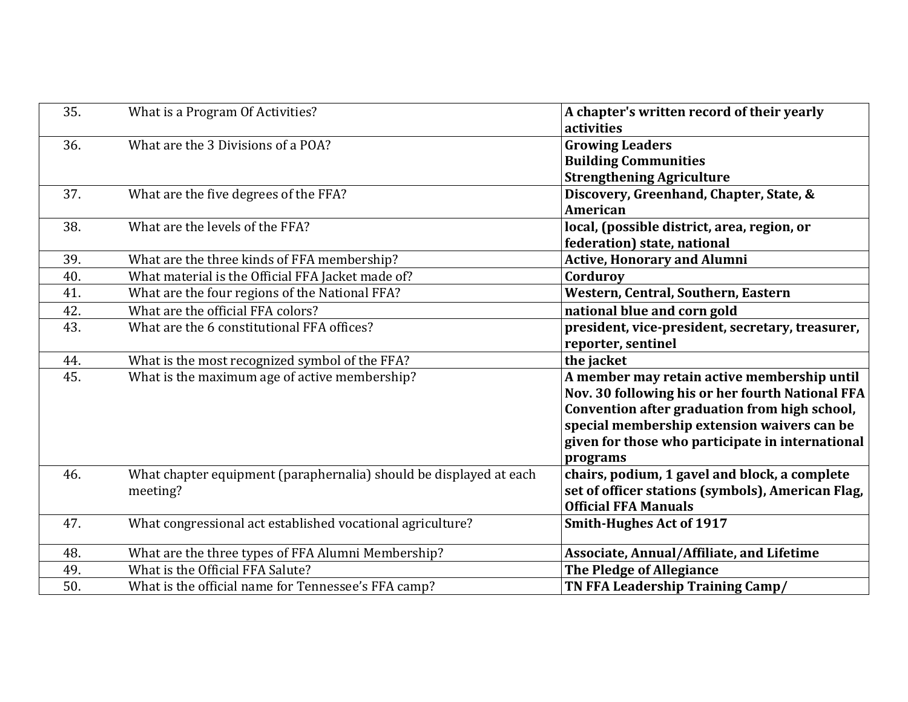| | | |
|---|---|---|
| 35. | What is a Program Of Activities? | **A chapter's written record of their yearly activities** |
| 36. | What are the 3 Divisions of a POA? | **Growing Leaders**<br>**Building Communities**<br>**Strengthening Agriculture** |
| 37. | What are the five degrees of the FFA? | **Discovery, Greenhand, Chapter, State, & American** |
| 38. | What are the levels of the FFA? | **local, (possible district, area, region, or federation) state, national** |
| 39. | What are the three kinds of FFA membership? | **Active, Honorary and Alumni** |
| 40. | What material is the Official FFA Jacket made of? | **Corduroy** |
| 41. | What are the four regions of the National FFA? | **Western, Central, Southern, Eastern** |
| 42. | What are the official FFA colors? | **national blue and corn gold** |
| 43. | What are the 6 constitutional FFA offices? | **president, vice-president, secretary, treasurer, reporter, sentinel** |
| 44. | What is the most recognized symbol of the FFA? | **the jacket** |
| 45. | What is the maximum age of active membership? | **A member may retain active membership until Nov. 30 following his or her fourth National FFA Convention after graduation from high school, special membership extension waivers can be given for those who participate in international programs** |
| 46. | What chapter equipment (paraphernalia) should be displayed at each meeting? | **chairs, podium, 1 gavel and block, a complete set of officer stations (symbols), American Flag, Official FFA Manuals** |
| 47. | What congressional act established vocational agriculture? | **Smith-Hughes Act of 1917** |
| 48. | What are the three types of FFA Alumni Membership? | **Associate, Annual/Affiliate, and Lifetime** |
| 49. | What is the Official FFA Salute? | **The Pledge of Allegiance** |
| 50. | What is the official name for Tennessee's FFA camp? | **TN FFA Leadership Training Camp/** |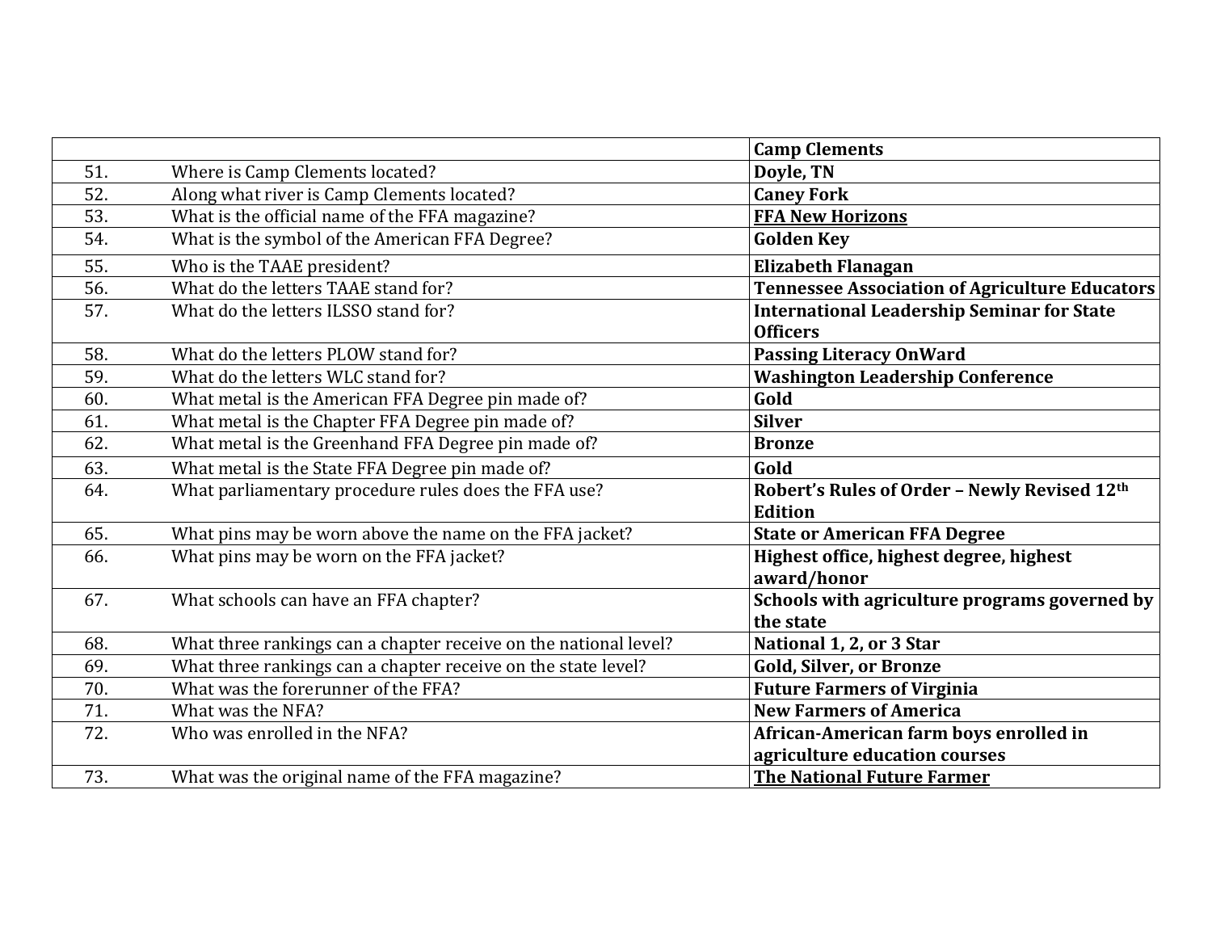| | | Camp Clements |
|---|---|---|
| 51. | Where is Camp Clements located? | **Doyle, TN** |
| 52. | Along what river is Camp Clements located? | **Caney Fork** |
| 53. | What is the official name of the FFA magazine? | **FFA New Horizons** |
| 54. | What is the symbol of the American FFA Degree? | **Golden Key** |
| 55. | Who is the TAAE president? | **Elizabeth Flanagan** |
| 56. | What do the letters TAAE stand for? | **Tennessee Association of Agriculture Educators** |
| 57. | What do the letters ILSSO stand for? | **International Leadership Seminar for State Officers** |
| 58. | What do the letters PLOW stand for? | **Passing Literacy OnWard** |
| 59. | What do the letters WLC stand for? | **Washington Leadership Conference** |
| 60. | What metal is the American FFA Degree pin made of? | **Gold** |
| 61. | What metal is the Chapter FFA Degree pin made of? | **Silver** |
| 62. | What metal is the Greenhand FFA Degree pin made of? | **Bronze** |
| 63. | What metal is the State FFA Degree pin made of? | **Gold** |
| 64. | What parliamentary procedure rules does the FFA use? | **Robert's Rules of Order – Newly Revised 12th Edition** |
| 65. | What pins may be worn above the name on the FFA jacket? | **State or American FFA Degree** |
| 66. | What pins may be worn on the FFA jacket? | **Highest office, highest degree, highest award/honor** |
| 67. | What schools can have an FFA chapter? | **Schools with agriculture programs governed by the state** |
| 68. | What three rankings can a chapter receive on the national level? | **National 1, 2, or 3 Star** |
| 69. | What three rankings can a chapter receive on the state level? | **Gold, Silver, or Bronze** |
| 70. | What was the forerunner of the FFA? | **Future Farmers of Virginia** |
| 71. | What was the NFA? | **New Farmers of America** |
| 72. | Who was enrolled in the NFA? | **African-American farm boys enrolled in agriculture education courses** |
| 73. | What was the original name of the FFA magazine? | **The National Future Farmer** |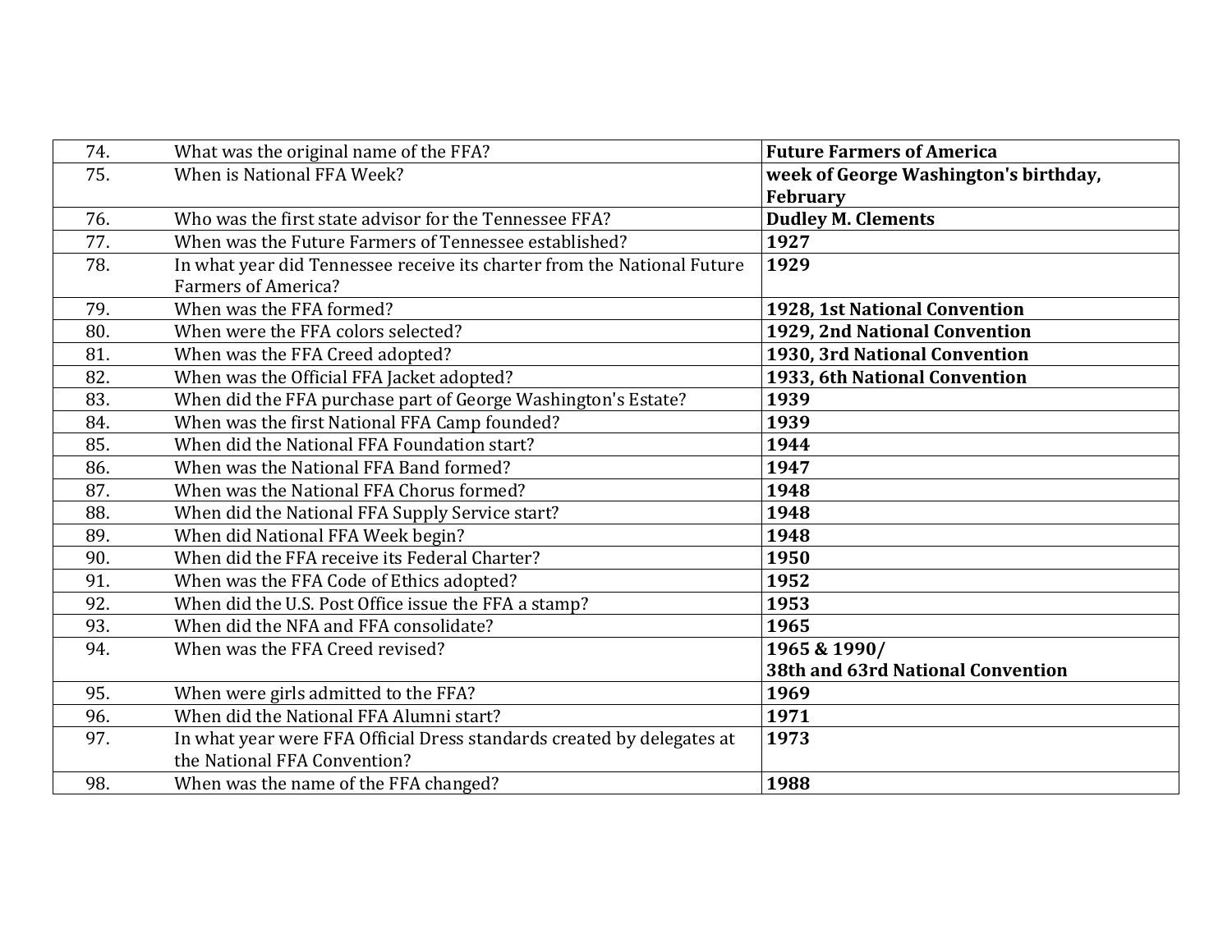| | | |
|---|---|---|
| 74. | What was the original name of the FFA? | **Future Farmers of America** |
| 75. | When is National FFA Week? | **week of George Washington's birthday, February** |
| 76. | Who was the first state advisor for the Tennessee FFA? | **Dudley M. Clements** |
| 77. | When was the Future Farmers of Tennessee established? | **1927** |
| 78. | In what year did Tennessee receive its charter from the National Future Farmers of America? | **1929** |
| 79. | When was the FFA formed? | **1928, 1st National Convention** |
| 80. | When were the FFA colors selected? | **1929, 2nd National Convention** |
| 81. | When was the FFA Creed adopted? | **1930, 3rd National Convention** |
| 82. | When was the Official FFA Jacket adopted? | **1933, 6th National Convention** |
| 83. | When did the FFA purchase part of George Washington's Estate? | **1939** |
| 84. | When was the first National FFA Camp founded? | **1939** |
| 85. | When did the National FFA Foundation start? | **1944** |
| 86. | When was the National FFA Band formed? | **1947** |
| 87. | When was the National FFA Chorus formed? | **1948** |
| 88. | When did the National FFA Supply Service start? | **1948** |
| 89. | When did National FFA Week begin? | **1948** |
| 90. | When did the FFA receive its Federal Charter? | **1950** |
| 91. | When was the FFA Code of Ethics adopted? | **1952** |
| 92. | When did the U.S. Post Office issue the FFA a stamp? | **1953** |
| 93. | When did the NFA and FFA consolidate? | **1965** |
| 94. | When was the FFA Creed revised? | **1965 & 1990/ 38th and 63rd National Convention** |
| 95. | When were girls admitted to the FFA? | **1969** |
| 96. | When did the National FFA Alumni start? | **1971** |
| 97. | In what year were FFA Official Dress standards created by delegates at the National FFA Convention? | **1973** |
| 98. | When was the name of the FFA changed? | **1988** |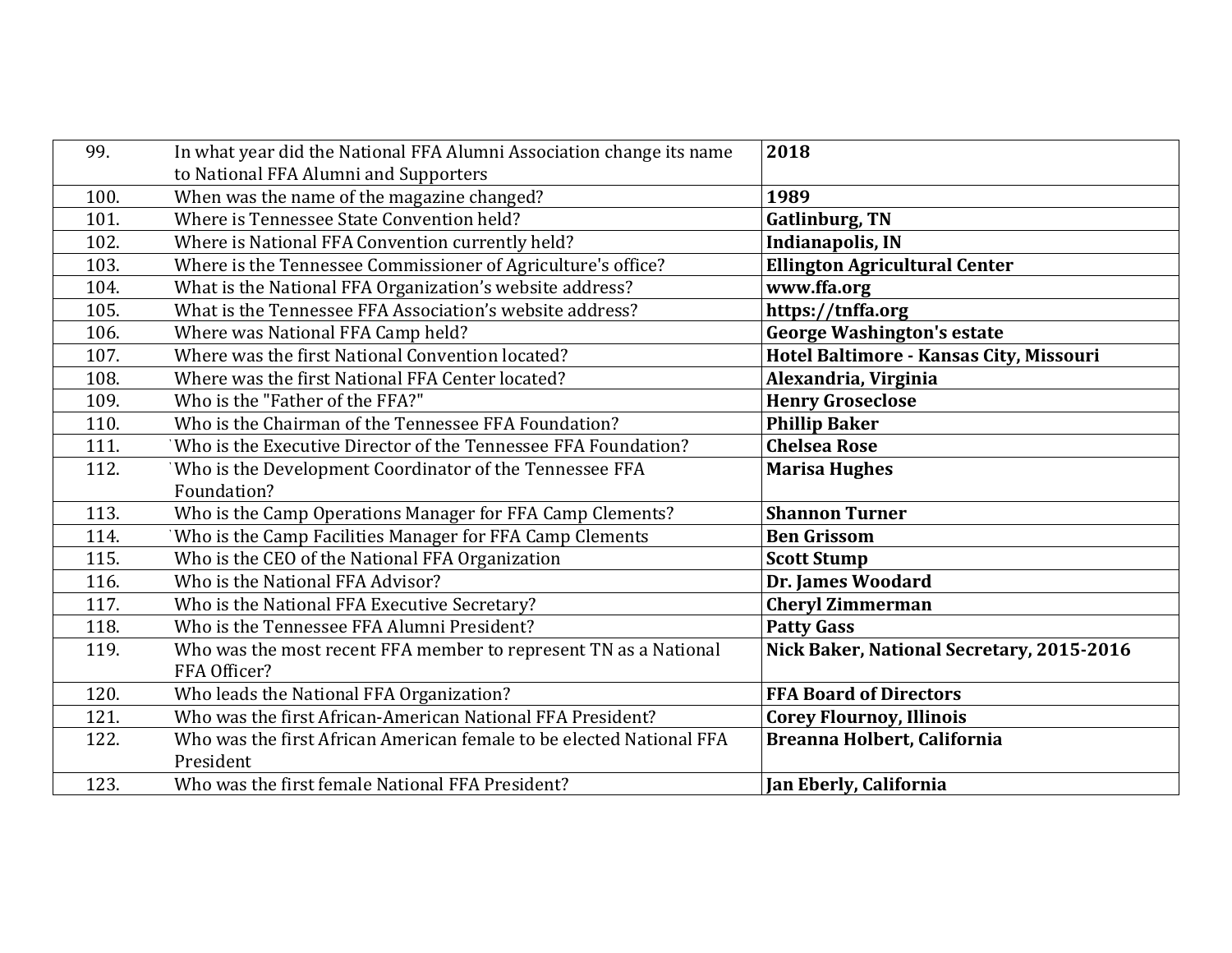| | | |
|---|---|---|
| 99. | In what year did the National FFA Alumni Association change its name to National FFA Alumni and Supporters | **2018** |
| 100. | When was the name of the magazine changed? | **1989** |
| 101. | Where is Tennessee State Convention held? | **Gatlinburg, TN** |
| 102. | Where is National FFA Convention currently held? | **Indianapolis, IN** |
| 103. | Where is the Tennessee Commissioner of Agriculture's office? | **Ellington Agricultural Center** |
| 104. | What is the National FFA Organization's website address? | **www.ffa.org** |
| 105. | What is the Tennessee FFA Association's website address? | **https://tnffa.org** |
| 106. | Where was National FFA Camp held? | **George Washington's estate** |
| 107. | Where was the first National Convention located? | **Hotel Baltimore - Kansas City, Missouri** |
| 108. | Where was the first National FFA Center located? | **Alexandria, Virginia** |
| 109. | Who is the "Father of the FFA?" | **Henry Groseclose** |
| 110. | Who is the Chairman of the Tennessee FFA Foundation? | **Phillip Baker** |
| 111. | Who is the Executive Director of the Tennessee FFA Foundation? | **Chelsea Rose** |
| 112. | Who is the Development Coordinator of the Tennessee FFA Foundation? | **Marisa Hughes** |
| 113. | Who is the Camp Operations Manager for FFA Camp Clements? | **Shannon Turner** |
| 114. | Who is the Camp Facilities Manager for FFA Camp Clements | **Ben Grissom** |
| 115. | Who is the CEO of the National FFA Organization | **Scott Stump** |
| 116. | Who is the National FFA Advisor? | **Dr. James Woodard** |
| 117. | Who is the National FFA Executive Secretary? | **Cheryl Zimmerman** |
| 118. | Who is the Tennessee FFA Alumni President? | **Patty Gass** |
| 119. | Who was the most recent FFA member to represent TN as a National FFA Officer? | **Nick Baker, National Secretary, 2015-2016** |
| 120. | Who leads the National FFA Organization? | **FFA Board of Directors** |
| 121. | Who was the first African-American National FFA President? | **Corey Flournoy, Illinois** |
| 122. | Who was the first African American female to be elected National FFA President | **Breanna Holbert, California** |
| 123. | Who was the first female National FFA President? | **Jan Eberly, California** |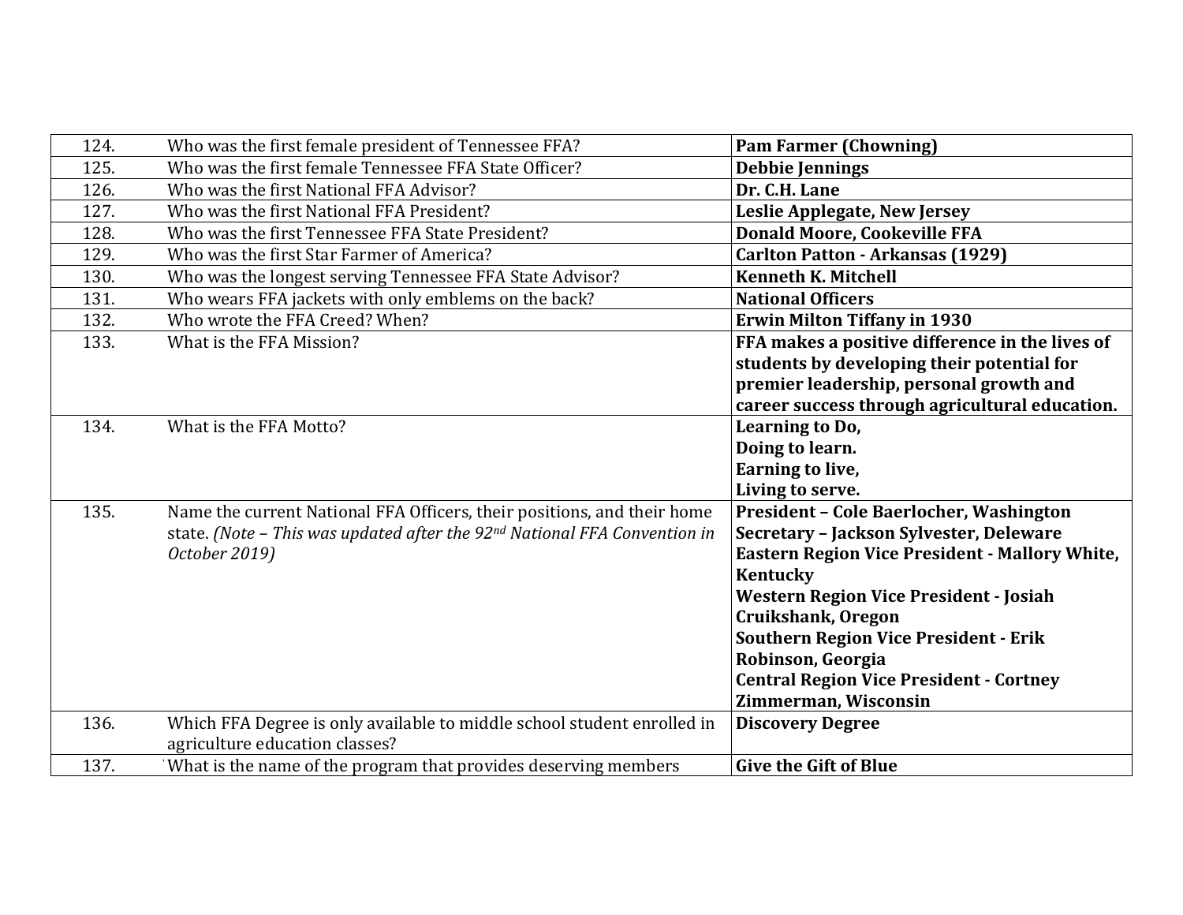| | | |
|---|---|---|
| 124. | Who was the first female president of Tennessee FFA? | **Pam Farmer (Chowning)** |
| 125. | Who was the first female Tennessee FFA State Officer? | **Debbie Jennings** |
| 126. | Who was the first National FFA Advisor? | **Dr. C.H. Lane** |
| 127. | Who was the first National FFA President? | **Leslie Applegate, New Jersey** |
| 128. | Who was the first Tennessee FFA State President? | **Donald Moore, Cookeville FFA** |
| 129. | Who was the first Star Farmer of America? | **Carlton Patton - Arkansas (1929)** |
| 130. | Who was the longest serving Tennessee FFA State Advisor? | **Kenneth K. Mitchell** |
| 131. | Who wears FFA jackets with only emblems on the back? | **National Officers** |
| 132. | Who wrote the FFA Creed? When? | **Erwin Milton Tiffany in 1930** |
| 133. | What is the FFA Mission? | **FFA makes a positive difference in the lives of students by developing their potential for premier leadership, personal growth and career success through agricultural education.** |
| 134. | What is the FFA Motto? | **Learning to Do,<br>Doing to learn.<br>Earning to live,<br>Living to serve.** |
| 135. | Name the current National FFA Officers, their positions, and their home state. *(Note – This was updated after the 92nd National FFA Convention in October 2019)* | **President – Cole Baerlocher, Washington<br>Secretary – Jackson Sylvester, Deleware<br>Eastern Region Vice President - Mallory White, Kentucky<br>Western Region Vice President - Josiah Cruikshank, Oregon<br>Southern Region Vice President - Erik Robinson, Georgia<br>Central Region Vice President - Cortney Zimmerman, Wisconsin** |
| 136. | Which FFA Degree is only available to middle school student enrolled in agriculture education classes? | **Discovery Degree** |
| 137. | What is the name of the program that provides deserving members | **Give the Gift of Blue** |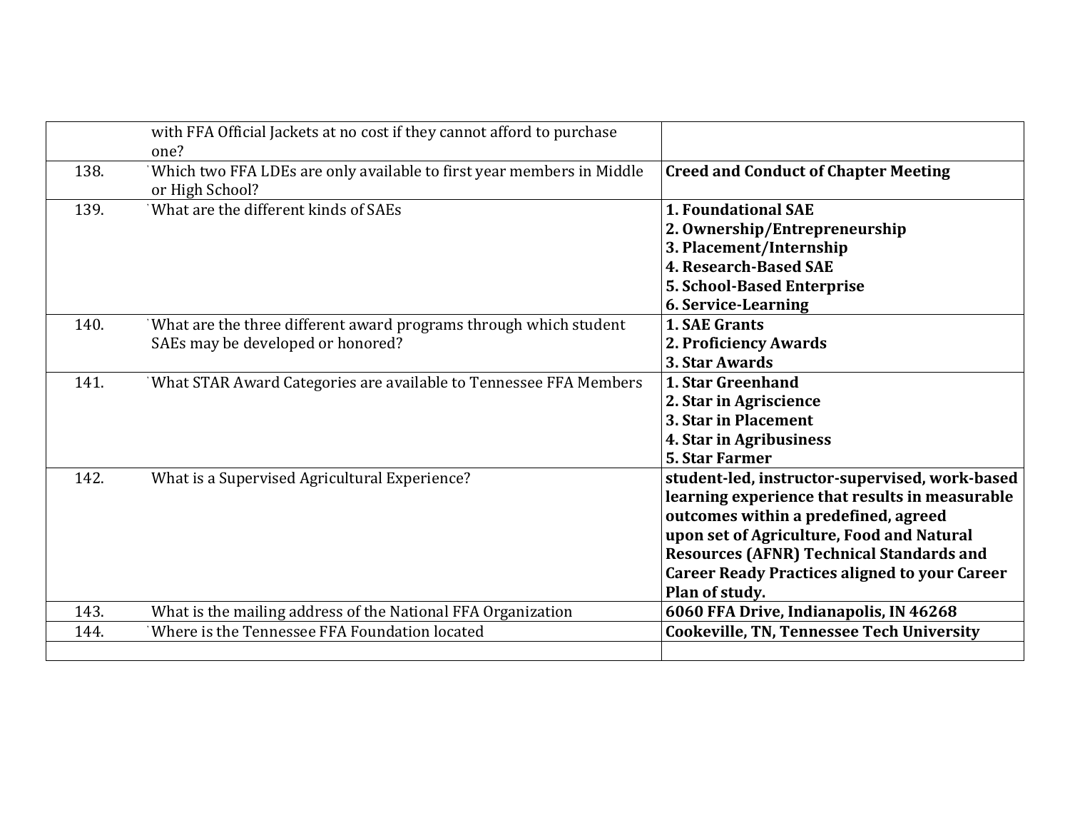| | | |
|---|---|---|
| | with FFA Official Jackets at no cost if they cannot afford to purchase one? | |
| 138. | Which two FFA LDEs are only available to first year members in Middle or High School? | **Creed and Conduct of Chapter Meeting** |
| 139. | What are the different kinds of SAEs | **1. Foundational SAE**<br>**2. Ownership/Entrepreneurship**<br>**3. Placement/Internship**<br>**4. Research-Based SAE**<br>**5. School-Based Enterprise**<br>**6. Service-Learning** |
| 140. | What are the three different award programs through which student SAEs may be developed or honored? | **1. SAE Grants**<br>**2. Proficiency Awards**<br>**3. Star Awards** |
| 141. | What STAR Award Categories are available to Tennessee FFA Members | **1. Star Greenhand**<br>**2. Star in Agriscience**<br>**3. Star in Placement**<br>**4. Star in Agribusiness**<br>**5. Star Farmer** |
| 142. | What is a Supervised Agricultural Experience? | **student-led, instructor-supervised, work-based learning experience that results in measurable outcomes within a predefined, agreed upon set of Agriculture, Food and Natural Resources (AFNR) Technical Standards and Career Ready Practices aligned to your Career Plan of study.** |
| 143. | What is the mailing address of the National FFA Organization | **6060 FFA Drive, Indianapolis, IN 46268** |
| 144. | Where is the Tennessee FFA Foundation located | **Cookeville, TN, Tennessee Tech University** |
| | | |